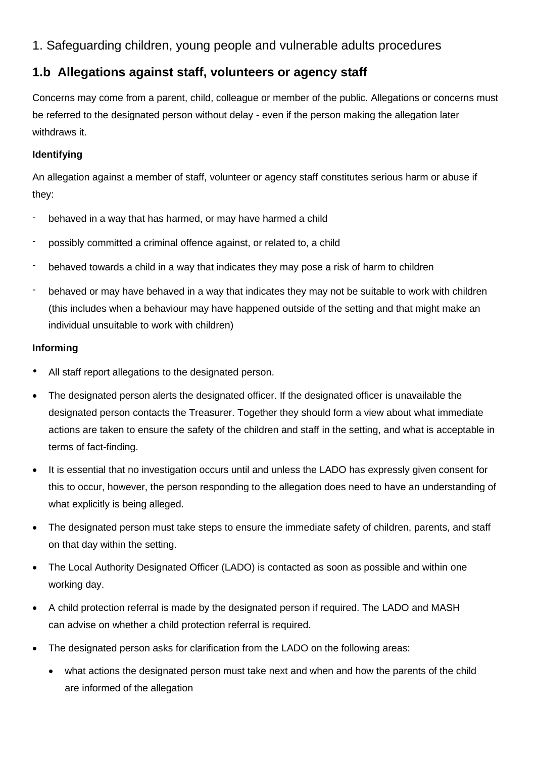1. Safeguarding children, young people and vulnerable adults procedures

## 1.b Allegations against staff, volunteers or agency staff

Concerns may come from a parent, child, colleague or member of the public. Allegations or concerns must be referred to the designated person without delay - even if the person making the allegation later withdraws it.

**Identifying**

An allegation against a member of staff, volunteer or agency staff constitutes serious harm or abuse if they:

- behaved in a way that has harmed, or may have harmed a child
- possibly committed a criminal offence against, or related to, a child
- behaved towards a child in a way that indicates they may pose a risk of harm to children
- behaved or may have behaved in a way that indicates they may not be suitable to work with children (this includes when a behaviour may have happened outside of the setting and that might make an individual unsuitable to work with children)

**Informing**

- All staff report allegations to the designated person.
- The designated person alerts the designated officer. If the designated officer is unavailable the designated person contacts the Treasurer. Together they should form a view about what immediate actions are taken to ensure the safety of the children and staff in the setting, and what is acceptable in terms of fact-finding.
- It is essential that no investigation occurs until and unless the LADO has expressly given consent for this to occur, however, the person responding to the allegation does need to have an understanding of what explicitly is being alleged.
- The designated person must take steps to ensure the immediate safety of children, parents, and staff on that day within the setting.
- The Local Authority Designated Officer (LADO) is contacted as soon as possible and within one working day.
- A child protection referral is made by the designated person if required. The LADO and MASH can advise on whether a child protection referral is required.
- The designated person asks for clarification from the LADO on the following areas:
  - what actions the designated person must take next and when and how the parents of the child are informed of the allegation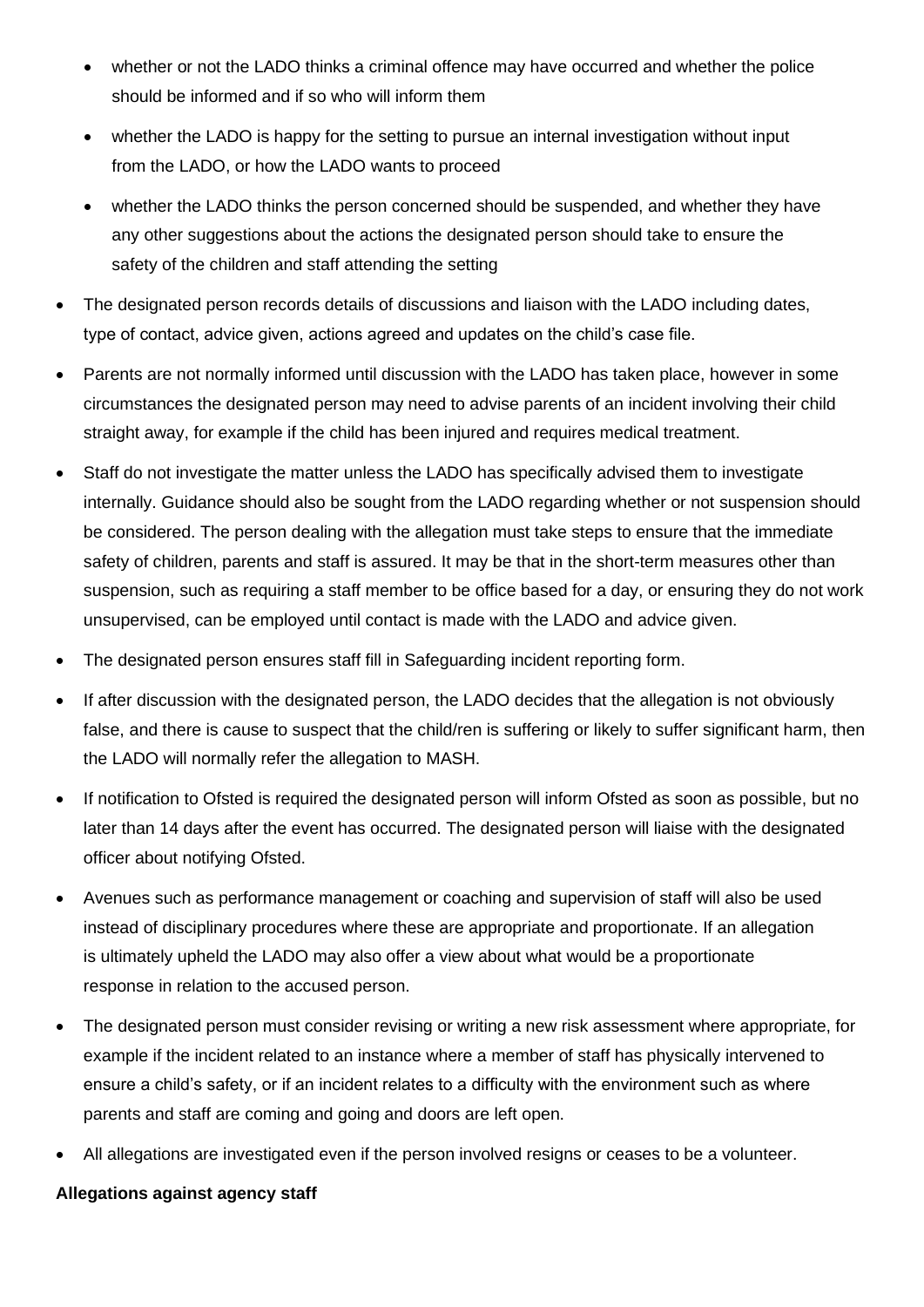- whether or not the LADO thinks a criminal offence may have occurred and whether the police should be informed and if so who will inform them
  - whether the LADO is happy for the setting to pursue an internal investigation without input from the LADO, or how the LADO wants to proceed
  - whether the LADO thinks the person concerned should be suspended, and whether they have any other suggestions about the actions the designated person should take to ensure the safety of the children and staff attending the setting

- The designated person records details of discussions and liaison with the LADO including dates, type of contact, advice given, actions agreed and updates on the child's case file.
- Parents are not normally informed until discussion with the LADO has taken place, however in some circumstances the designated person may need to advise parents of an incident involving their child straight away, for example if the child has been injured and requires medical treatment.
- Staff do not investigate the matter unless the LADO has specifically advised them to investigate internally. Guidance should also be sought from the LADO regarding whether or not suspension should be considered. The person dealing with the allegation must take steps to ensure that the immediate safety of children, parents and staff is assured. It may be that in the short-term measures other than suspension, such as requiring a staff member to be office based for a day, or ensuring they do not work unsupervised, can be employed until contact is made with the LADO and advice given.
- The designated person ensures staff fill in Safeguarding incident reporting form.
- If after discussion with the designated person, the LADO decides that the allegation is not obviously false, and there is cause to suspect that the child/ren is suffering or likely to suffer significant harm, then the LADO will normally refer the allegation to MASH.
- If notification to Ofsted is required the designated person will inform Ofsted as soon as possible, but no later than 14 days after the event has occurred. The designated person will liaise with the designated officer about notifying Ofsted.
- Avenues such as performance management or coaching and supervision of staff will also be used instead of disciplinary procedures where these are appropriate and proportionate. If an allegation is ultimately upheld the LADO may also offer a view about what would be a proportionate response in relation to the accused person.
- The designated person must consider revising or writing a new risk assessment where appropriate, for example if the incident related to an instance where a member of staff has physically intervened to ensure a child's safety, or if an incident relates to a difficulty with the environment such as where parents and staff are coming and going and doors are left open.
- All allegations are investigated even if the person involved resigns or ceases to be a volunteer.

**Allegations against agency staff**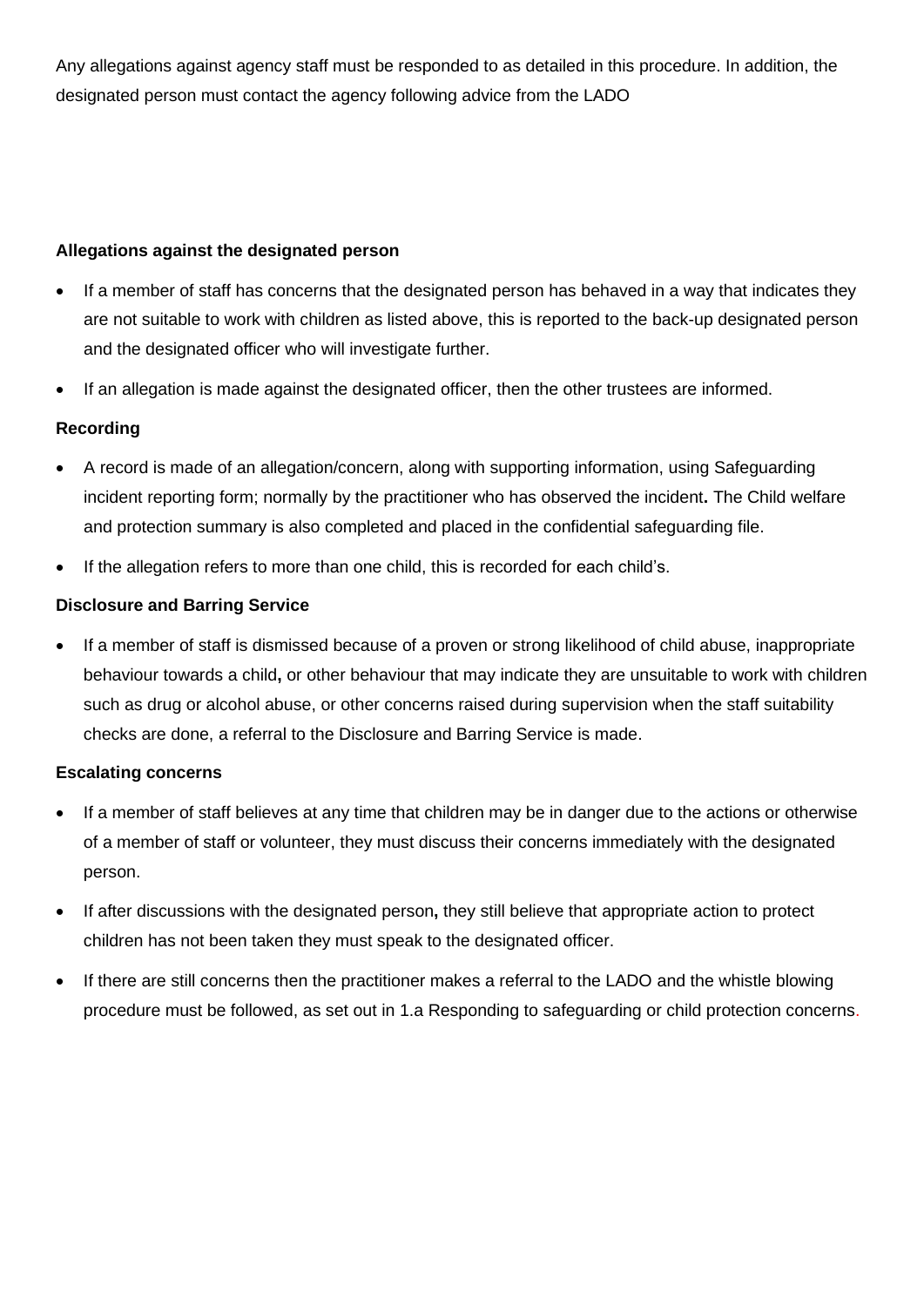Any allegations against agency staff must be responded to as detailed in this procedure. In addition, the designated person must contact the agency following advice from the LADO

**Allegations against the designated person**

- If a member of staff has concerns that the designated person has behaved in a way that indicates they are not suitable to work with children as listed above, this is reported to the back-up designated person and the designated officer who will investigate further.
- If an allegation is made against the designated officer, then the other trustees are informed.

**Recording**

- A record is made of an allegation/concern, along with supporting information, using Safeguarding incident reporting form; normally by the practitioner who has observed the incident**.** The Child welfare and protection summary is also completed and placed in the confidential safeguarding file.
- If the allegation refers to more than one child, this is recorded for each child's.

**Disclosure and Barring Service**

- If a member of staff is dismissed because of a proven or strong likelihood of child abuse, inappropriate behaviour towards a child**,** or other behaviour that may indicate they are unsuitable to work with children such as drug or alcohol abuse, or other concerns raised during supervision when the staff suitability checks are done, a referral to the Disclosure and Barring Service is made.

**Escalating concerns**

- If a member of staff believes at any time that children may be in danger due to the actions or otherwise of a member of staff or volunteer, they must discuss their concerns immediately with the designated person.
- If after discussions with the designated person**,** they still believe that appropriate action to protect children has not been taken they must speak to the designated officer.
- If there are still concerns then the practitioner makes a referral to the LADO and the whistle blowing procedure must be followed, as set out in 1.a Responding to safeguarding or child protection concerns.